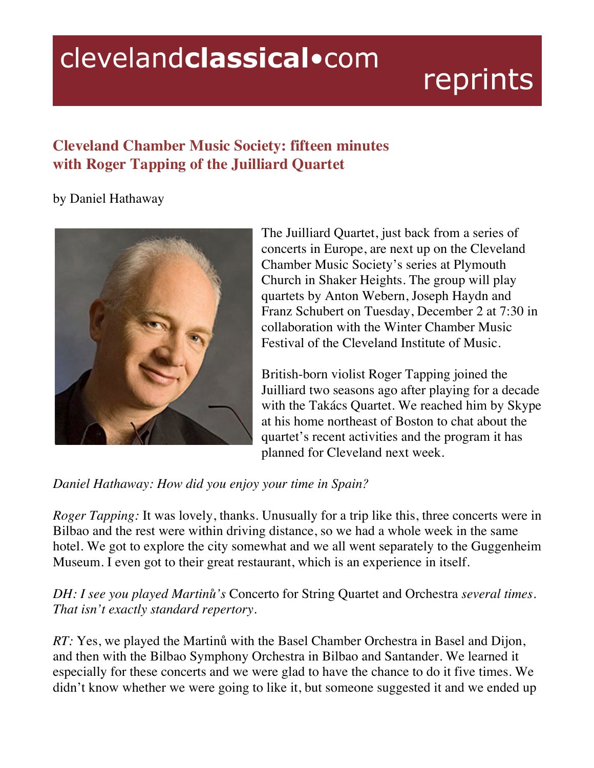# clevelandclassical•com reprints

## Cleveland Chamber Music Society: fifteen minutes with Roger Tapping of the Juilliard Quartet

by Daniel Hathaway

The Juilliard Quartet, just back from a series of concerts in Europe, are next up on the Cleveland Chamber Music Society's series at Plymouth Church in Shaker Heights. The group will play quartets by Anton Webern, Joseph Haydn and Franz Schubert on Tuesday, December 2 at 7:30 in collaboration with the Winter Chamber Music Festival of the Cleveland Institute of Music.

British-born violist Roger Tapping joined the Juilliard two seasons ago after playing for a decade with the Takács Quartet. We reached him by Skype at his home northeast of Boston to chat about the quartet's recent activities and the program it has planned for Cleveland next week.

*Daniel Hathaway: How did you enjoy your time in Spain?*

*Roger Tapping:* It was lovely, thanks. Unusually for a trip like this, three concerts were in Bilbao and the rest were within driving distance, so we had a whole week in the same hotel. We got to explore the city somewhat and we all went separately to the Guggenheim Museum. I even got to their great restaurant, which is an experience in itself.

*DH: I see you played Martinů's* Concerto for String Quartet and Orchestra *several times. That isn't exactly standard repertory.*

*RT:* Yes, we played the Martinů with the Basel Chamber Orchestra in Basel and Dijon, and then with the Bilbao Symphony Orchestra in Bilbao and Santander. We learned it especially for these concerts and we were glad to have the chance to do it five times. We didn't know whether we were going to like it, but someone suggested it and we ended up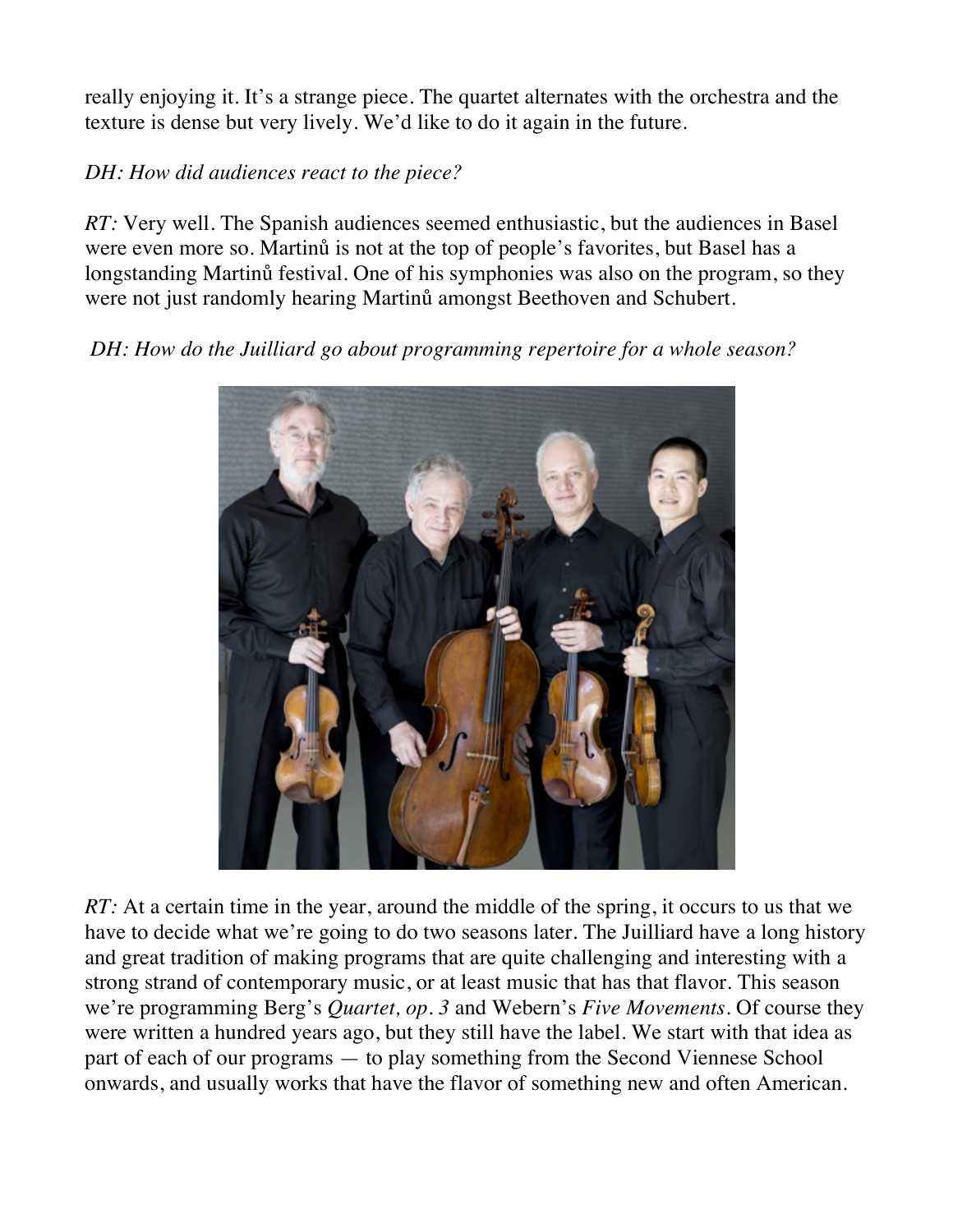really enjoying it. It's a strange piece. The quartet alternates with the orchestra and the texture is dense but very lively. We'd like to do it again in the future.

*DH: How did audiences react to the piece?*

*RT:* Very well. The Spanish audiences seemed enthusiastic, but the audiences in Basel were even more so. Martinů is not at the top of people's favorites, but Basel has a longstanding Martinů festival. One of his symphonies was also on the program, so they were not just randomly hearing Martinů amongst Beethoven and Schubert.

*DH: How do the Juilliard go about programming repertoire for a whole season?*

*RT:* At a certain time in the year, around the middle of the spring, it occurs to us that we have to decide what we're going to do two seasons later. The Juilliard have a long history and great tradition of making programs that are quite challenging and interesting with a strong strand of contemporary music, or at least music that has that flavor. This season we're programming Berg's *Quartet, op. 3* and Webern's *Five Movements*. Of course they were written a hundred years ago, but they still have the label. We start with that idea as part of each of our programs — to play something from the Second Viennese School onwards, and usually works that have the flavor of something new and often American.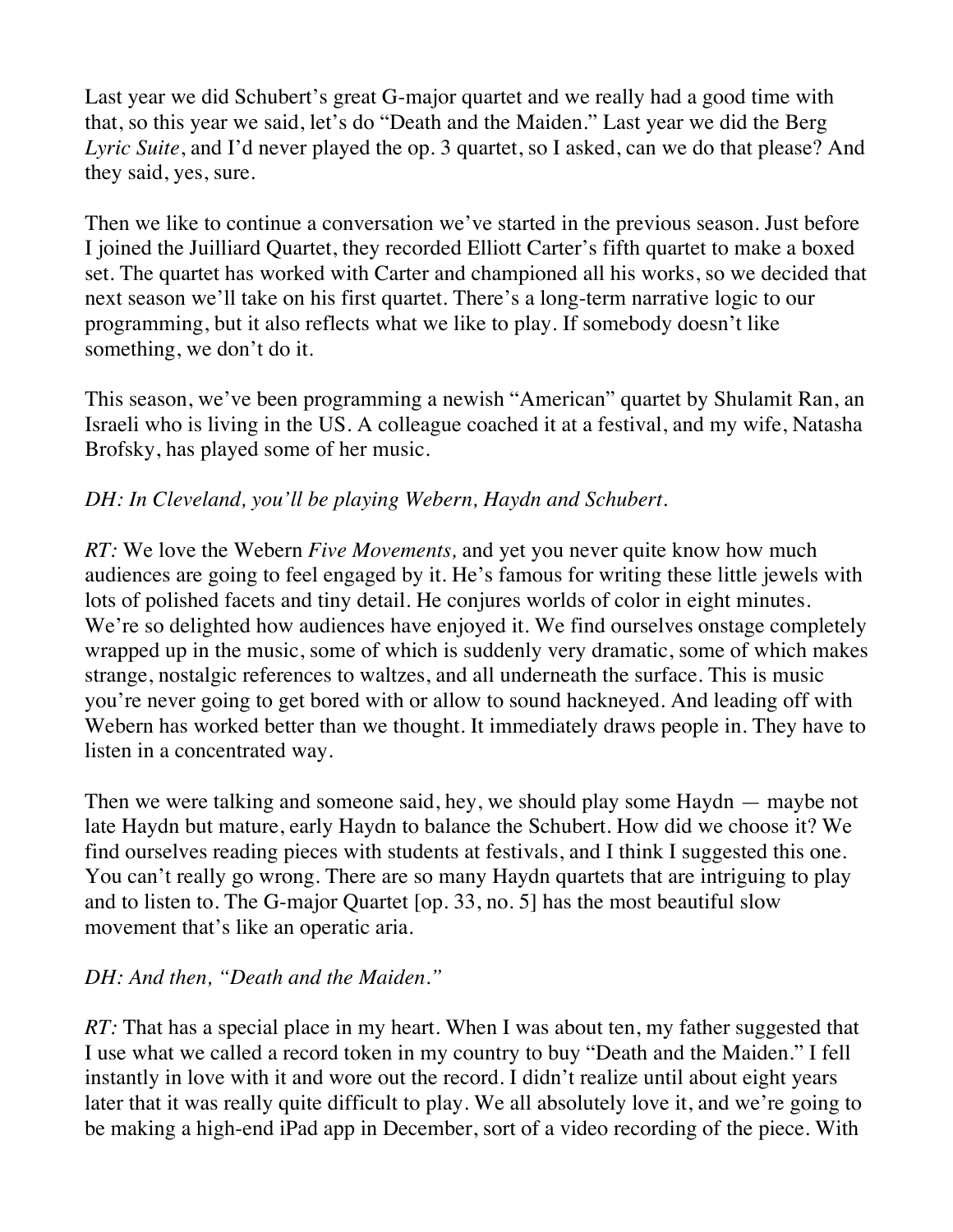Last year we did Schubert's great G-major quartet and we really had a good time with that, so this year we said, let's do "Death and the Maiden." Last year we did the Berg *Lyric Suite*, and I'd never played the op. 3 quartet, so I asked, can we do that please? And they said, yes, sure.

Then we like to continue a conversation we've started in the previous season. Just before I joined the Juilliard Quartet, they recorded Elliott Carter's fifth quartet to make a boxed set. The quartet has worked with Carter and championed all his works, so we decided that next season we'll take on his first quartet. There's a long-term narrative logic to our programming, but it also reflects what we like to play. If somebody doesn't like something, we don't do it.

This season, we've been programming a newish "American" quartet by Shulamit Ran, an Israeli who is living in the US. A colleague coached it at a festival, and my wife, Natasha Brofsky, has played some of her music.

*DH: In Cleveland, you'll be playing Webern, Haydn and Schubert.*

*RT:* We love the Webern *Five Movements,* and yet you never quite know how much audiences are going to feel engaged by it. He's famous for writing these little jewels with lots of polished facets and tiny detail. He conjures worlds of color in eight minutes. We're so delighted how audiences have enjoyed it. We find ourselves onstage completely wrapped up in the music, some of which is suddenly very dramatic, some of which makes strange, nostalgic references to waltzes, and all underneath the surface. This is music you're never going to get bored with or allow to sound hackneyed. And leading off with Webern has worked better than we thought. It immediately draws people in. They have to listen in a concentrated way.

Then we were talking and someone said, hey, we should play some Haydn — maybe not late Haydn but mature, early Haydn to balance the Schubert. How did we choose it? We find ourselves reading pieces with students at festivals, and I think I suggested this one. You can't really go wrong. There are so many Haydn quartets that are intriguing to play and to listen to. The G-major Quartet [op. 33, no. 5] has the most beautiful slow movement that's like an operatic aria.

*DH: And then, "Death and the Maiden."*

*RT:* That has a special place in my heart. When I was about ten, my father suggested that I use what we called a record token in my country to buy "Death and the Maiden." I fell instantly in love with it and wore out the record. I didn't realize until about eight years later that it was really quite difficult to play. We all absolutely love it, and we're going to be making a high-end iPad app in December, sort of a video recording of the piece. With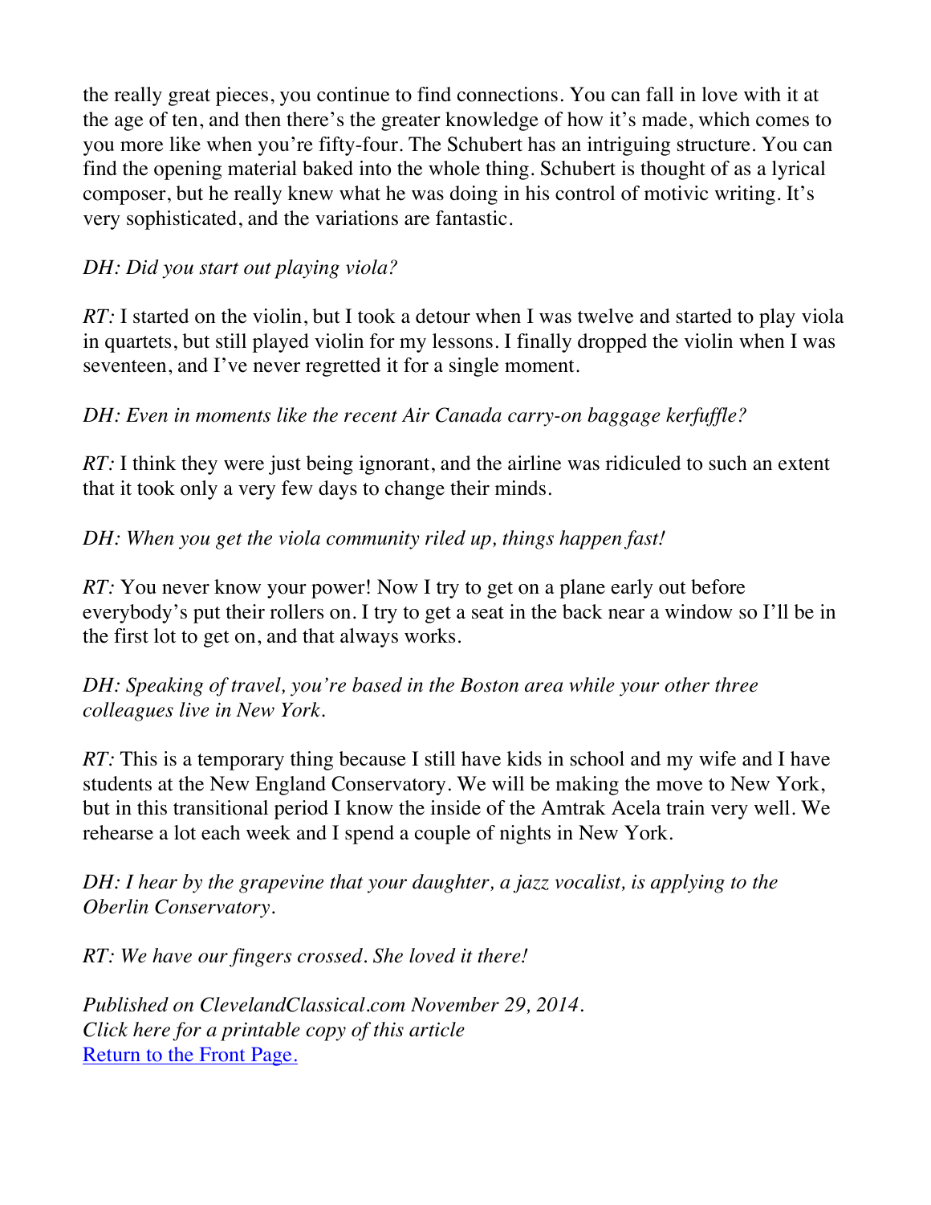the really great pieces, you continue to find connections. You can fall in love with it at the age of ten, and then there's the greater knowledge of how it's made, which comes to you more like when you're fifty-four. The Schubert has an intriguing structure. You can find the opening material baked into the whole thing. Schubert is thought of as a lyrical composer, but he really knew what he was doing in his control of motivic writing. It's very sophisticated, and the variations are fantastic.

*DH: Did you start out playing viola?*

*RT:* I started on the violin, but I took a detour when I was twelve and started to play viola in quartets, but still played violin for my lessons. I finally dropped the violin when I was seventeen, and I've never regretted it for a single moment.

*DH: Even in moments like the recent Air Canada carry-on baggage kerfuffle?*

*RT:* I think they were just being ignorant, and the airline was ridiculed to such an extent that it took only a very few days to change their minds.

*DH: When you get the viola community riled up, things happen fast!*

*RT:* You never know your power! Now I try to get on a plane early out before everybody's put their rollers on. I try to get a seat in the back near a window so I'll be in the first lot to get on, and that always works.

*DH: Speaking of travel, you're based in the Boston area while your other three colleagues live in New York.*

*RT:* This is a temporary thing because I still have kids in school and my wife and I have students at the New England Conservatory. We will be making the move to New York, but in this transitional period I know the inside of the Amtrak Acela train very well. We rehearse a lot each week and I spend a couple of nights in New York.

*DH: I hear by the grapevine that your daughter, a jazz vocalist, is applying to the Oberlin Conservatory.*

*RT: We have our fingers crossed. She loved it there!*

*Published on ClevelandClassical.com November 29, 2014.*
*Click here for a printable copy of this article*
[Return to the Front Page.]